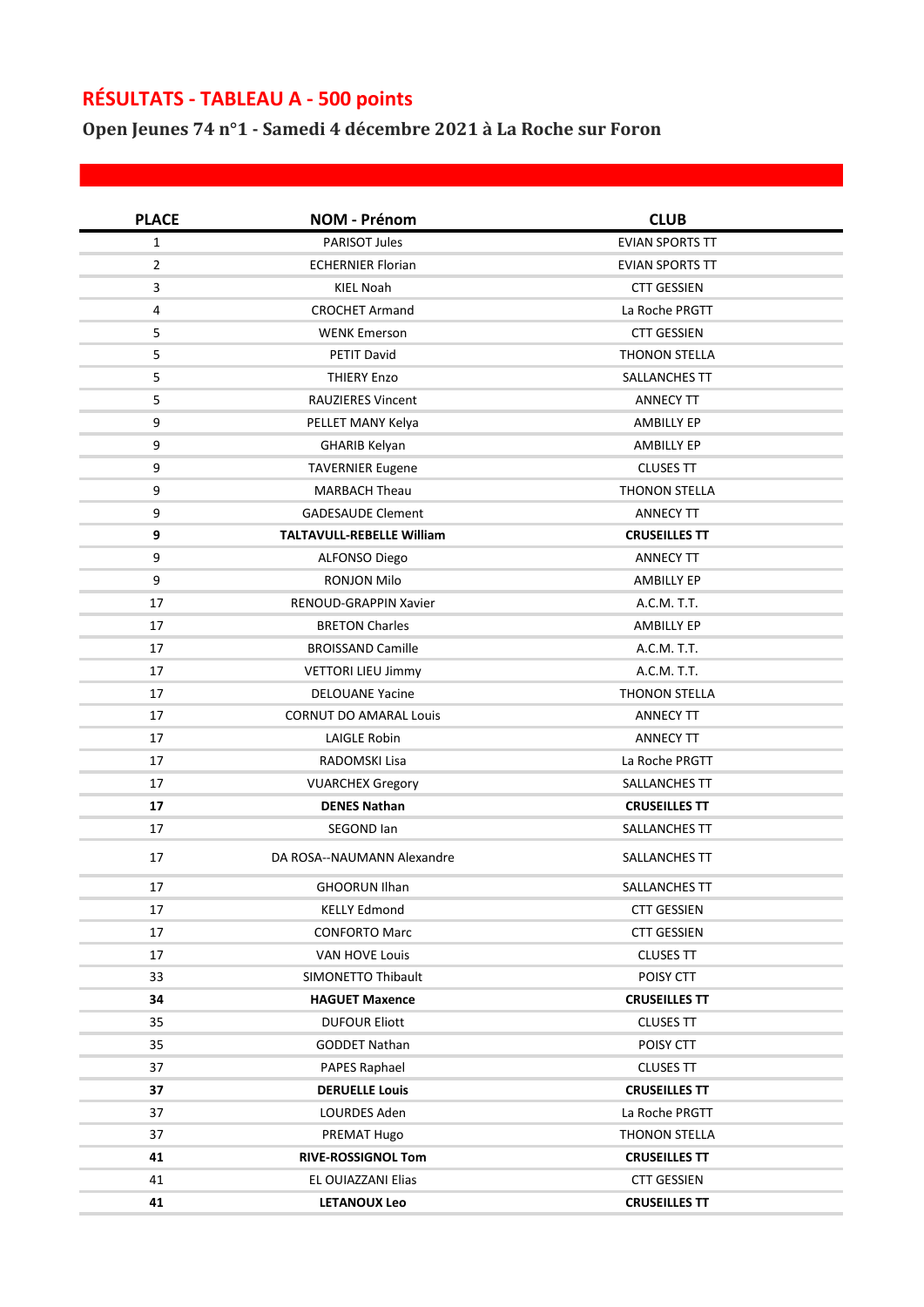# RÉSULTATS - TABLEAU A - 500 points

## Open Jeunes 74 n°1 - Samedi 4 décembre 2021 à La Roche sur Foron

| PLACE | NOM - Prénom | CLUB |
|---|---|---|
| 1 | PARISOT Jules | EVIAN SPORTS TT |
| 2 | ECHERNIER Florian | EVIAN SPORTS TT |
| 3 | KIEL Noah | CTT GESSIEN |
| 4 | CROCHET Armand | La Roche PRGTT |
| 5 | WENK Emerson | CTT GESSIEN |
| 5 | PETIT David | THONON STELLA |
| 5 | THIERY Enzo | SALLANCHES TT |
| 5 | RAUZIERES Vincent | ANNECY TT |
| 9 | PELLET MANY Kelya | AMBILLY EP |
| 9 | GHARIB Kelyan | AMBILLY EP |
| 9 | TAVERNIER Eugene | CLUSES TT |
| 9 | MARBACH Theau | THONON STELLA |
| 9 | GADESAUDE Clement | ANNECY TT |
| **9** | **TALTAVULL-REBELLE William** | **CRUSEILLES TT** |
| 9 | ALFONSO Diego | ANNECY TT |
| 9 | RONJON Milo | AMBILLY EP |
| 17 | RENOUD-GRAPPIN Xavier | A.C.M. T.T. |
| 17 | BRETON Charles | AMBILLY EP |
| 17 | BROISSAND Camille | A.C.M. T.T. |
| 17 | VETTORI LIEU Jimmy | A.C.M. T.T. |
| 17 | DELOUANE Yacine | THONON STELLA |
| 17 | CORNUT DO AMARAL Louis | ANNECY TT |
| 17 | LAIGLE Robin | ANNECY TT |
| 17 | RADOMSKI Lisa | La Roche PRGTT |
| 17 | VUARCHEX Gregory | SALLANCHES TT |
| **17** | **DENES Nathan** | **CRUSEILLES TT** |
| 17 | SEGOND Ian | SALLANCHES TT |
| 17 | DA ROSA--NAUMANN Alexandre | SALLANCHES TT |
| 17 | GHOORUN Ilhan | SALLANCHES TT |
| 17 | KELLY Edmond | CTT GESSIEN |
| 17 | CONFORTO Marc | CTT GESSIEN |
| 17 | VAN HOVE Louis | CLUSES TT |
| 33 | SIMONETTO Thibault | POISY CTT |
| **34** | **HAGUET Maxence** | **CRUSEILLES TT** |
| 35 | DUFOUR Eliott | CLUSES TT |
| 35 | GODDET Nathan | POISY CTT |
| 37 | PAPES Raphael | CLUSES TT |
| **37** | **DERUELLE Louis** | **CRUSEILLES TT** |
| 37 | LOURDES Aden | La Roche PRGTT |
| 37 | PREMAT Hugo | THONON STELLA |
| **41** | **RIVE-ROSSIGNOL Tom** | **CRUSEILLES TT** |
| 41 | EL OUIAZZANI Elias | CTT GESSIEN |
| **41** | **LETANOUX Leo** | **CRUSEILLES TT** |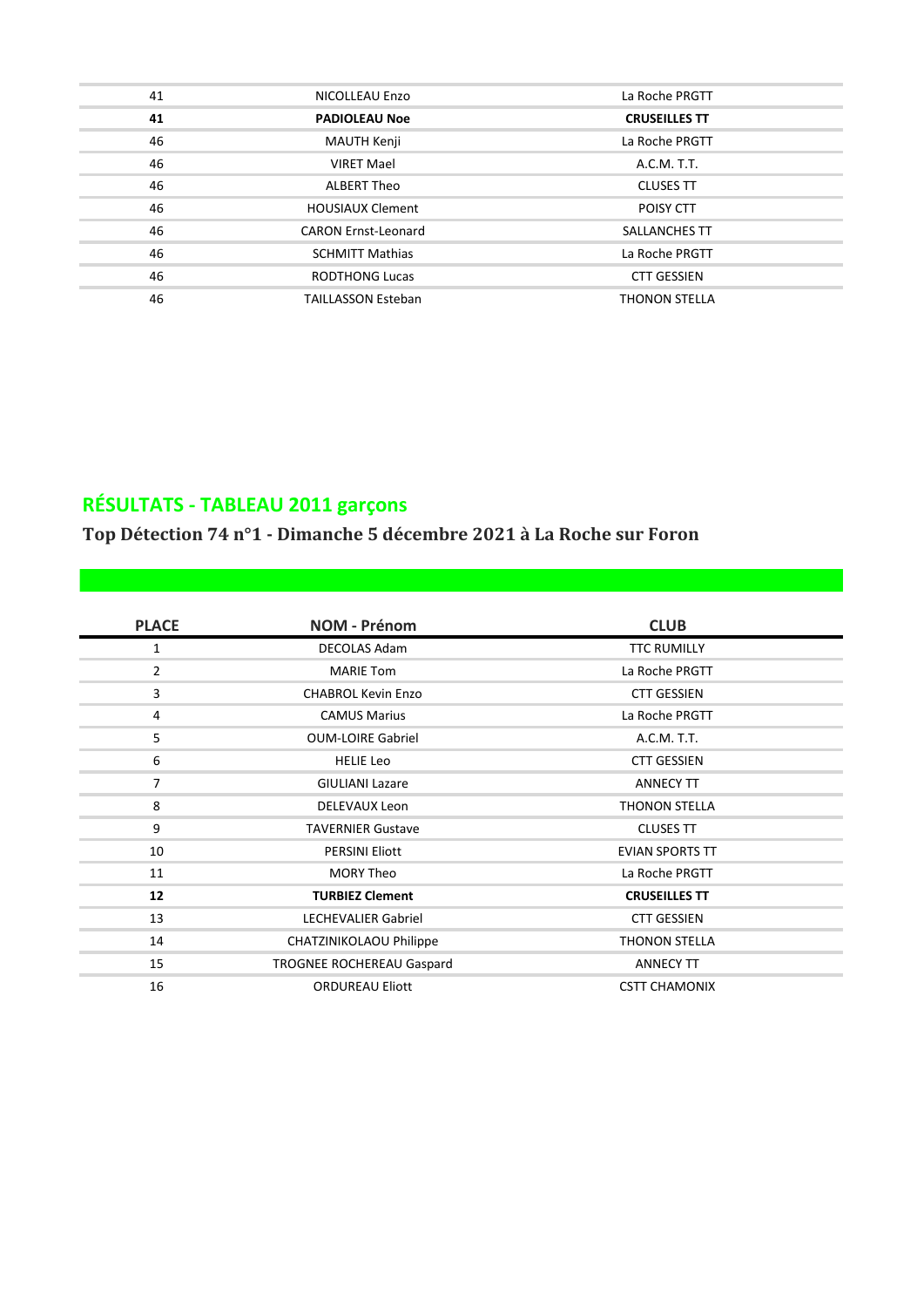| | | |
|---|---|---|
| 41 | NICOLLEAU Enzo | La Roche PRGTT |
| **41** | **PADIOLEAU Noe** | **CRUSEILLES TT** |
| 46 | MAUTH Kenji | La Roche PRGTT |
| 46 | VIRET Mael | A.C.M. T.T. |
| 46 | ALBERT Theo | CLUSES TT |
| 46 | HOUSIAUX Clement | POISY CTT |
| 46 | CARON Ernst-Leonard | SALLANCHES TT |
| 46 | SCHMITT Mathias | La Roche PRGTT |
| 46 | RODTHONG Lucas | CTT GESSIEN |
| 46 | TAILLASSON Esteban | THONON STELLA |

## RÉSULTATS - TABLEAU 2011 garçons

### Top Détection 74 n°1 - Dimanche 5 décembre 2021 à La Roche sur Foron

| PLACE | NOM - Prénom | CLUB |
|---|---|---|
| 1 | DECOLAS Adam | TTC RUMILLY |
| 2 | MARIE Tom | La Roche PRGTT |
| 3 | CHABROL Kevin Enzo | CTT GESSIEN |
| 4 | CAMUS Marius | La Roche PRGTT |
| 5 | OUM-LOIRE Gabriel | A.C.M. T.T. |
| 6 | HELIE Leo | CTT GESSIEN |
| 7 | GIULIANI Lazare | ANNECY TT |
| 8 | DELEVAUX Leon | THONON STELLA |
| 9 | TAVERNIER Gustave | CLUSES TT |
| 10 | PERSINI Eliott | EVIAN SPORTS TT |
| 11 | MORY Theo | La Roche PRGTT |
| **12** | **TURBIEZ Clement** | **CRUSEILLES TT** |
| 13 | LECHEVALIER Gabriel | CTT GESSIEN |
| 14 | CHATZINIKOLAOU Philippe | THONON STELLA |
| 15 | TROGNEE ROCHEREAU Gaspard | ANNECY TT |
| 16 | ORDUREAU Eliott | CSTT CHAMONIX |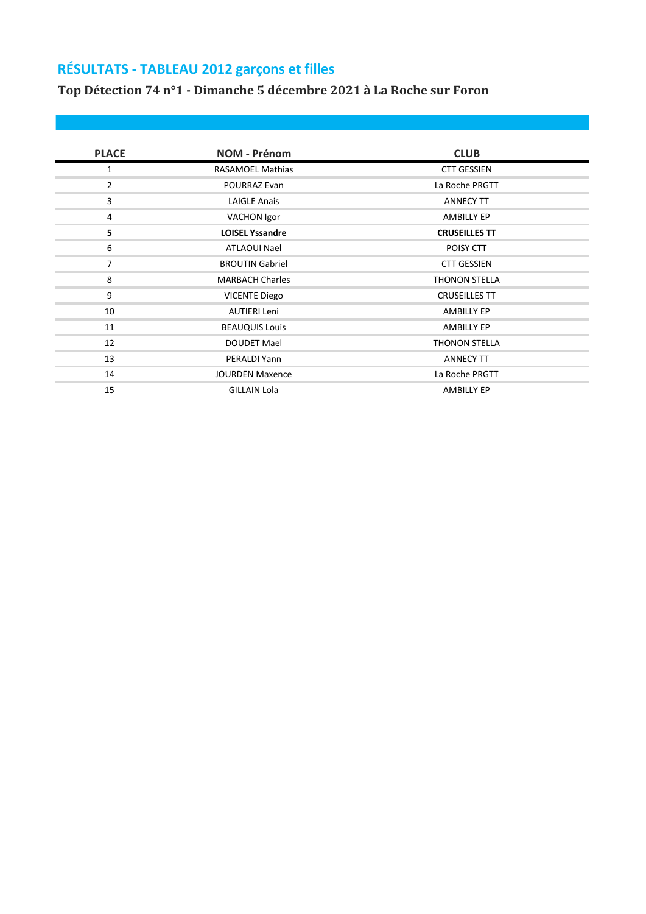# RÉSULTATS - TABLEAU 2012 garçons et filles

## Top Détection 74 n°1 - Dimanche 5 décembre 2021 à La Roche sur Foron

| PLACE | NOM - Prénom | CLUB |
|---|---|---|
| 1 | RASAMOEL Mathias | CTT GESSIEN |
| 2 | POURRAZ Evan | La Roche PRGTT |
| 3 | LAIGLE Anais | ANNECY TT |
| 4 | VACHON Igor | AMBILLY EP |
| **5** | **LOISEL Yssandre** | **CRUSEILLES TT** |
| 6 | ATLAOUI Nael | POISY CTT |
| 7 | BROUTIN Gabriel | CTT GESSIEN |
| 8 | MARBACH Charles | THONON STELLA |
| 9 | VICENTE Diego | CRUSEILLES TT |
| 10 | AUTIERI Leni | AMBILLY EP |
| 11 | BEAUQUIS Louis | AMBILLY EP |
| 12 | DOUDET Mael | THONON STELLA |
| 13 | PERALDI Yann | ANNECY TT |
| 14 | JOURDEN Maxence | La Roche PRGTT |
| 15 | GILLAIN Lola | AMBILLY EP |